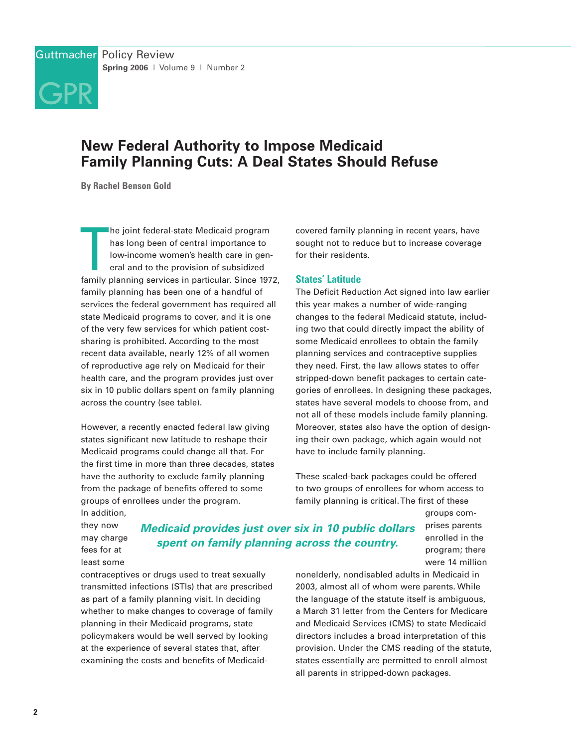# New Federal Authority to Impose Medicaid Family Planning Cuts: A Deal States Should Refuse

**By Rachel Benson Gold**

The joint federal-state Medicaid program has long been of central importance to low-income women's health care in general and to the provision of subsidized family planning services in particular. Since 1972, family planning has been one of a handful of services the federal government has required all state Medicaid programs to cover, and it is one of the very few services for which patient cost-sharing is prohibited. According to the most recent data available, nearly 12% of all women of reproductive age rely on Medicaid for their health care, and the program provides just over six in 10 public dollars spent on family planning across the country (see table).

However, a recently enacted federal law giving states significant new latitude to reshape their Medicaid programs could change all that. For the first time in more than three decades, states have the authority to exclude family planning from the package of benefits offered to some groups of enrollees under the program. In addition, they now may charge fees for at least some contraceptives or drugs used to treat sexually transmitted infections (STIs) that are prescribed as part of a family planning visit. In deciding whether to make changes to coverage of family planning in their Medicaid programs, state policymakers would be well served by looking at the experience of several states that, after examining the costs and benefits of Medicaid-covered family planning in recent years, have sought not to reduce but to increase coverage for their residents.

***Medicaid provides just over six in 10 public dollars spent on family planning across the country.***

## States' Latitude

The Deficit Reduction Act signed into law earlier this year makes a number of wide-ranging changes to the federal Medicaid statute, including two that could directly impact the ability of some Medicaid enrollees to obtain the family planning services and contraceptive supplies they need. First, the law allows states to offer stripped-down benefit packages to certain categories of enrollees. In designing these packages, states have several models to choose from, and not all of these models include family planning. Moreover, states also have the option of designing their own package, which again would not have to include family planning.

These scaled-back packages could be offered to two groups of enrollees for whom access to family planning is critical. The first of these groups comprises parents enrolled in the program; there were 14 million nonelderly, nondisabled adults in Medicaid in 2003, almost all of whom were parents. While the language of the statute itself is ambiguous, a March 31 letter from the Centers for Medicare and Medicaid Services (CMS) to state Medicaid directors includes a broad interpretation of this provision. Under the CMS reading of the statute, states essentially are permitted to enroll almost all parents in stripped-down packages.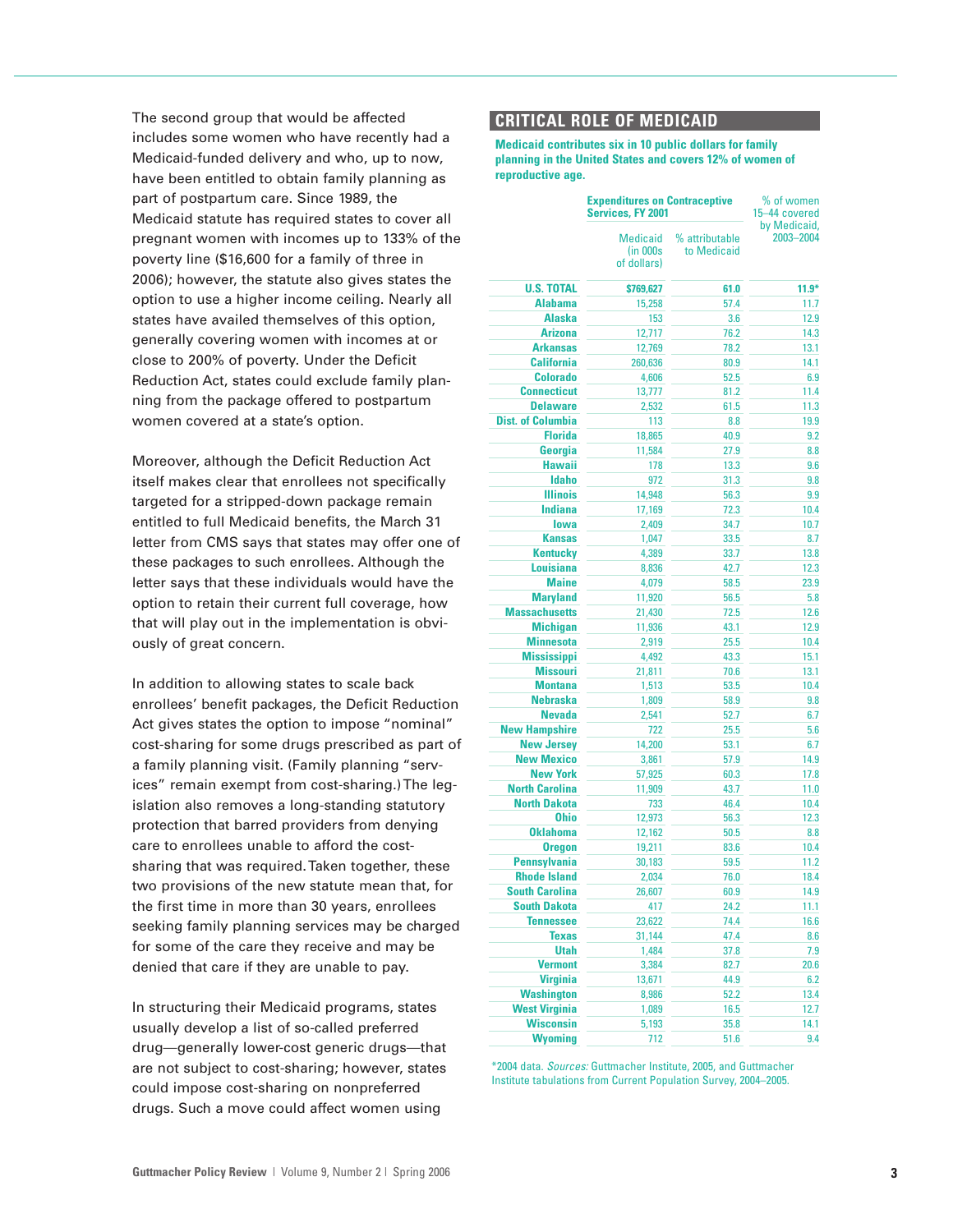The second group that would be affected includes some women who have recently had a Medicaid-funded delivery and who, up to now, have been entitled to obtain family planning as part of postpartum care. Since 1989, the Medicaid statute has required states to cover all pregnant women with incomes up to 133% of the poverty line ($16,600 for a family of three in 2006); however, the statute also gives states the option to use a higher income ceiling. Nearly all states have availed themselves of this option, generally covering women with incomes at or close to 200% of poverty. Under the Deficit Reduction Act, states could exclude family planning from the package offered to postpartum women covered at a state's option.

Moreover, although the Deficit Reduction Act itself makes clear that enrollees not specifically targeted for a stripped-down package remain entitled to full Medicaid benefits, the March 31 letter from CMS says that states may offer one of these packages to such enrollees. Although the letter says that these individuals would have the option to retain their current full coverage, how that will play out in the implementation is obviously of great concern.

In addition to allowing states to scale back enrollees' benefit packages, the Deficit Reduction Act gives states the option to impose "nominal" cost-sharing for some drugs prescribed as part of a family planning visit. (Family planning "services" remain exempt from cost-sharing.) The legislation also removes a long-standing statutory protection that barred providers from denying care to enrollees unable to afford the cost-sharing that was required. Taken together, these two provisions of the new statute mean that, for the first time in more than 30 years, enrollees seeking family planning services may be charged for some of the care they receive and may be denied that care if they are unable to pay.

In structuring their Medicaid programs, states usually develop a list of so-called preferred drug—generally lower-cost generic drugs—that are not subject to cost-sharing; however, states could impose cost-sharing on nonpreferred drugs. Such a move could affect women using

## CRITICAL ROLE OF MEDICAID

**Medicaid contributes six in 10 public dollars for family planning in the United States and covers 12% of women of reproductive age.**

| | Expenditures on Contraceptive Services, FY 2001 | | % of women 15–44 covered by Medicaid, 2003–2004 |
|---|---|---|---|
| | Medicaid (in 000s of dollars) | % attributable to Medicaid | |
| **U.S. TOTAL** | **$769,627** | **61.0** | **11.9*** |
| Alabama | 15,258 | 57.4 | 11.7 |
| Alaska | 153 | 3.6 | 12.9 |
| Arizona | 12,717 | 76.2 | 14.3 |
| Arkansas | 12,769 | 78.2 | 13.1 |
| California | 260,636 | 80.9 | 14.1 |
| Colorado | 4,606 | 52.5 | 6.9 |
| Connecticut | 13,777 | 81.2 | 11.4 |
| Delaware | 2,532 | 61.5 | 11.3 |
| Dist. of Columbia | 113 | 8.8 | 19.9 |
| Florida | 18,865 | 40.9 | 9.2 |
| Georgia | 11,584 | 27.9 | 8.8 |
| Hawaii | 178 | 13.3 | 9.6 |
| Idaho | 972 | 31.3 | 9.8 |
| Illinois | 14,948 | 56.3 | 9.9 |
| Indiana | 17,169 | 72.3 | 10.4 |
| Iowa | 2,409 | 34.7 | 10.7 |
| Kansas | 1,047 | 33.5 | 8.7 |
| Kentucky | 4,389 | 33.7 | 13.8 |
| Louisiana | 8,836 | 42.7 | 12.3 |
| Maine | 4,079 | 58.5 | 23.9 |
| Maryland | 11,920 | 56.5 | 5.8 |
| Massachusetts | 21,430 | 72.5 | 12.6 |
| Michigan | 11,936 | 43.1 | 12.9 |
| Minnesota | 2,919 | 25.5 | 10.4 |
| Mississippi | 4,492 | 43.3 | 15.1 |
| Missouri | 21,811 | 70.6 | 13.1 |
| Montana | 1,513 | 53.5 | 10.4 |
| Nebraska | 1,809 | 58.9 | 9.8 |
| Nevada | 2,541 | 52.7 | 6.7 |
| New Hampshire | 722 | 25.5 | 5.6 |
| New Jersey | 14,200 | 53.1 | 6.7 |
| New Mexico | 3,861 | 57.9 | 14.9 |
| New York | 57,925 | 60.3 | 17.8 |
| North Carolina | 11,909 | 43.7 | 11.0 |
| North Dakota | 733 | 46.4 | 10.4 |
| Ohio | 12,973 | 56.3 | 12.3 |
| Oklahoma | 12,162 | 50.5 | 8.8 |
| Oregon | 19,211 | 83.6 | 10.4 |
| Pennsylvania | 30,183 | 59.5 | 11.2 |
| Rhode Island | 2,034 | 76.0 | 18.4 |
| South Carolina | 26,607 | 60.9 | 14.9 |
| South Dakota | 417 | 24.2 | 11.1 |
| Tennessee | 23,622 | 74.4 | 16.6 |
| Texas | 31,144 | 47.4 | 8.6 |
| Utah | 1,484 | 37.8 | 7.9 |
| Vermont | 3,384 | 82.7 | 20.6 |
| Virginia | 13,671 | 44.9 | 6.2 |
| Washington | 8,986 | 52.2 | 13.4 |
| West Virginia | 1,089 | 16.5 | 12.7 |
| Wisconsin | 5,193 | 35.8 | 14.1 |
| Wyoming | 712 | 51.6 | 9.4 |

*2004 data. *Sources:* Guttmacher Institute, 2005, and Guttmacher Institute tabulations from Current Population Survey, 2004–2005.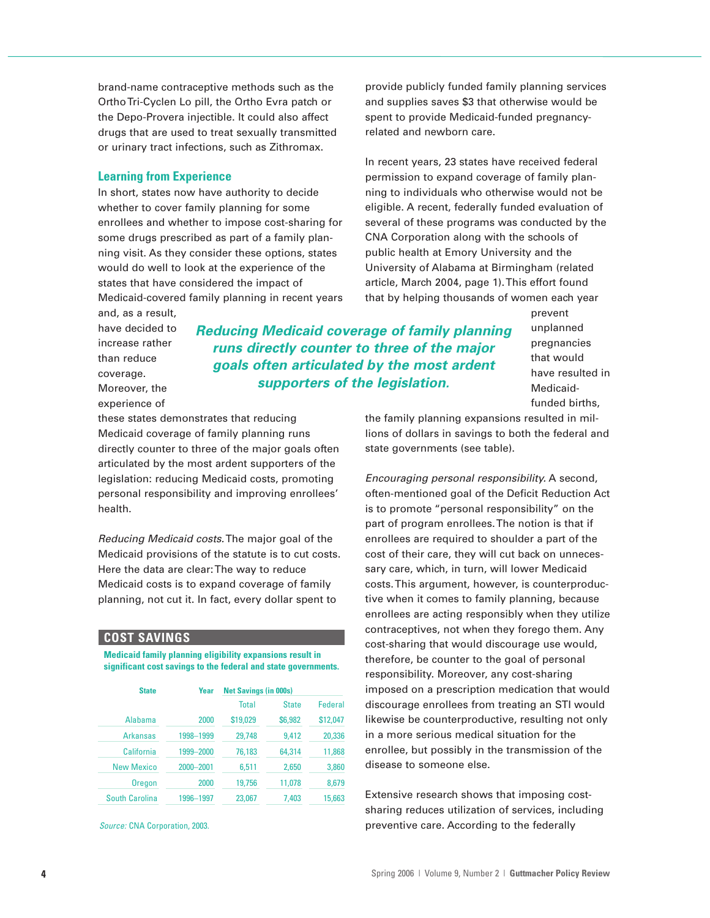brand-name contraceptive methods such as the Ortho Tri-Cyclen Lo pill, the Ortho Evra patch or the Depo-Provera injectible. It could also affect drugs that are used to treat sexually transmitted or urinary tract infections, such as Zithromax.

## Learning from Experience

In short, states now have authority to decide whether to cover family planning for some enrollees and whether to impose cost-sharing for some drugs prescribed as part of a family planning visit. As they consider these options, states would do well to look at the experience of the states that have considered the impact of Medicaid-covered family planning in recent years and, as a result, have decided to increase rather than reduce coverage. Moreover, the experience of these states demonstrates that reducing Medicaid coverage of family planning runs directly counter to three of the major goals often articulated by the most ardent supporters of the legislation: reducing Medicaid costs, promoting personal responsibility and improving enrollees' health.

***Reducing Medicaid coverage of family planning runs directly counter to three of the major goals often articulated by the most ardent supporters of the legislation.***

*Reducing Medicaid costs.* The major goal of the Medicaid provisions of the statute is to cut costs. Here the data are clear: The way to reduce Medicaid costs is to expand coverage of family planning, not cut it. In fact, every dollar spent to provide publicly funded family planning services and supplies saves $3 that otherwise would be spent to provide Medicaid-funded pregnancy-related and newborn care.

In recent years, 23 states have received federal permission to expand coverage of family planning to individuals who otherwise would not be eligible. A recent, federally funded evaluation of several of these programs was conducted by the CNA Corporation along with the schools of public health at Emory University and the University of Alabama at Birmingham (related article, March 2004, page 1). This effort found that by helping thousands of women each year prevent unplanned pregnancies that would have resulted in Medicaid-funded births, the family planning expansions resulted in millions of dollars in savings to both the federal and state governments (see table).

### COST SAVINGS

**Medicaid family planning eligibility expansions result in significant cost savings to the federal and state governments.**

| State | Year | Net Savings (in 000s) | | |
|---|---|---|---|---|
| | | Total | State | Federal |
| Alabama | 2000 | $19,029 | $6,982 | $12,047 |
| Arkansas | 1998–1999 | 29,748 | 9,412 | 20,336 |
| California | 1999–2000 | 76,183 | 64,314 | 11,868 |
| New Mexico | 2000–2001 | 6,511 | 2,650 | 3,860 |
| Oregon | 2000 | 19,756 | 11,078 | 8,679 |
| South Carolina | 1996–1997 | 23,067 | 7,403 | 15,663 |

*Source:* CNA Corporation, 2003.

*Encouraging personal responsibility.* A second, often-mentioned goal of the Deficit Reduction Act is to promote "personal responsibility" on the part of program enrollees. The notion is that if enrollees are required to shoulder a part of the cost of their care, they will cut back on unnecessary care, which, in turn, will lower Medicaid costs. This argument, however, is counterproductive when it comes to family planning, because enrollees are acting responsibly when they utilize contraceptives, not when they forego them. Any cost-sharing that would discourage use would, therefore, be counter to the goal of personal responsibility. Moreover, any cost-sharing imposed on a prescription medication that would discourage enrollees from treating an STI would likewise be counterproductive, resulting not only in a more serious medical situation for the enrollee, but possibly in the transmission of the disease to someone else.

Extensive research shows that imposing cost-sharing reduces utilization of services, including preventive care. According to the federally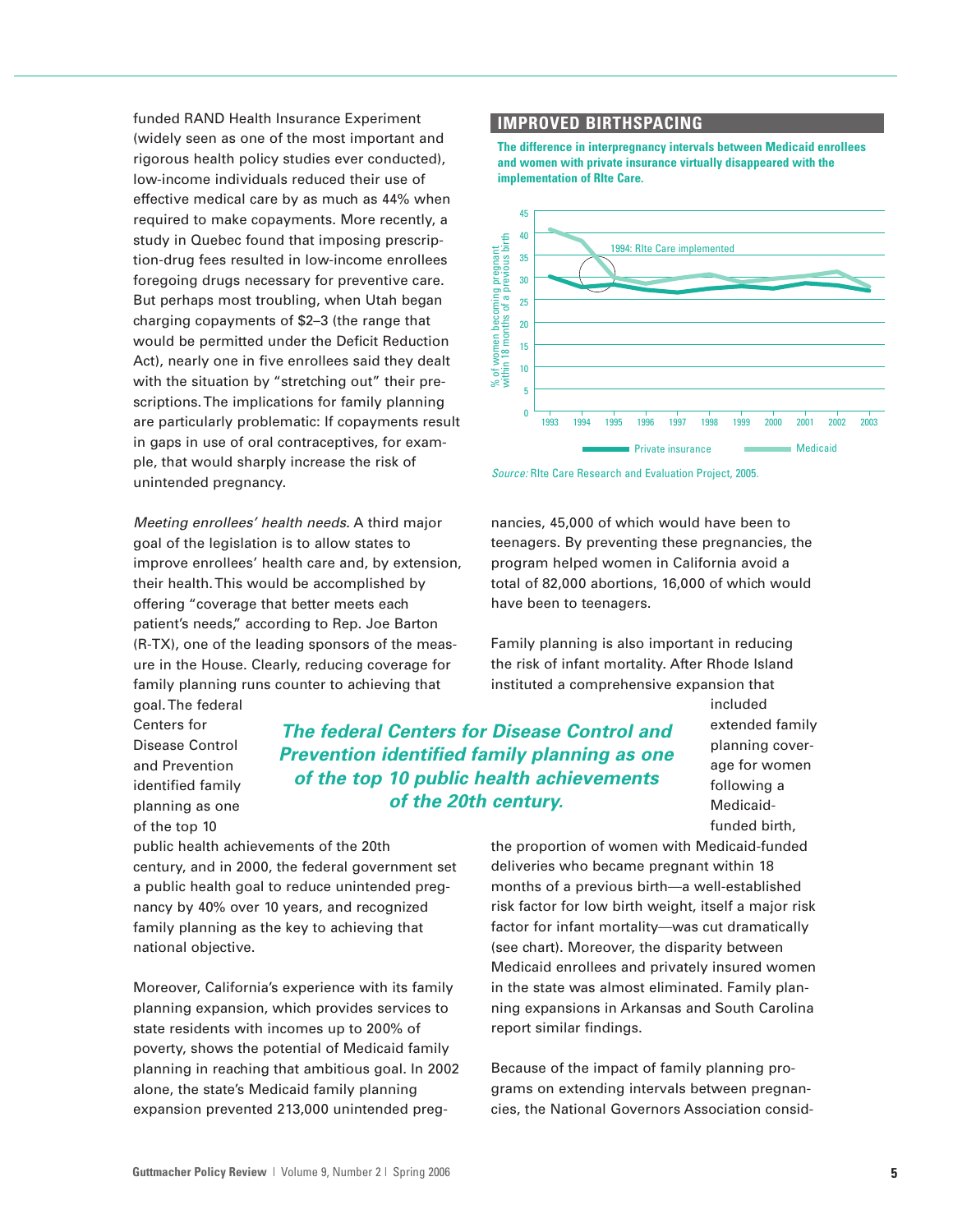funded RAND Health Insurance Experiment (widely seen as one of the most important and rigorous health policy studies ever conducted), low-income individuals reduced their use of effective medical care by as much as 44% when required to make copayments. More recently, a study in Quebec found that imposing prescription-drug fees resulted in low-income enrollees foregoing drugs necessary for preventive care. But perhaps most troubling, when Utah began charging copayments of $2–3 (the range that would be permitted under the Deficit Reduction Act), nearly one in five enrollees said they dealt with the situation by "stretching out" their prescriptions. The implications for family planning are particularly problematic: If copayments result in gaps in use of oral contraceptives, for example, that would sharply increase the risk of unintended pregnancy.

*Meeting enrollees' health needs.* A third major goal of the legislation is to allow states to improve enrollees' health care and, by extension, their health. This would be accomplished by offering "coverage that better meets each patient's needs," according to Rep. Joe Barton (R-TX), one of the leading sponsors of the measure in the House. Clearly, reducing coverage for family planning runs counter to achieving that goal. The federal Centers for Disease Control and Prevention identified family planning as one of the top 10 public health achievements of the 20th century, and in 2000, the federal government set a public health goal to reduce unintended pregnancy by 40% over 10 years, and recognized family planning as the key to achieving that national objective.

***The federal Centers for Disease Control and Prevention identified family planning as one of the top 10 public health achievements of the 20th century.***

Moreover, California's experience with its family planning expansion, which provides services to state residents with incomes up to 200% of poverty, shows the potential of Medicaid family planning in reaching that ambitious goal. In 2002 alone, the state's Medicaid family planning expansion prevented 213,000 unintended pregnancies, 45,000 of which would have been to teenagers. By preventing these pregnancies, the program helped women in California avoid a total of 82,000 abortions, 16,000 of which would have been to teenagers.

## IMPROVED BIRTHSPACING

**The difference in interpregnancy intervals between Medicaid enrollees and women with private insurance virtually disappeared with the implementation of RIte Care.**

*Source:* RIte Care Research and Evaluation Project, 2005.

Family planning is also important in reducing the risk of infant mortality. After Rhode Island instituted a comprehensive expansion that included extended family planning coverage for women following a Medicaid-funded birth, the proportion of women with Medicaid-funded deliveries who became pregnant within 18 months of a previous birth—a well-established risk factor for low birth weight, itself a major risk factor for infant mortality—was cut dramatically (see chart). Moreover, the disparity between Medicaid enrollees and privately insured women in the state was almost eliminated. Family planning expansions in Arkansas and South Carolina report similar findings.

Because of the impact of family planning programs on extending intervals between pregnancies, the National Governors Association consid-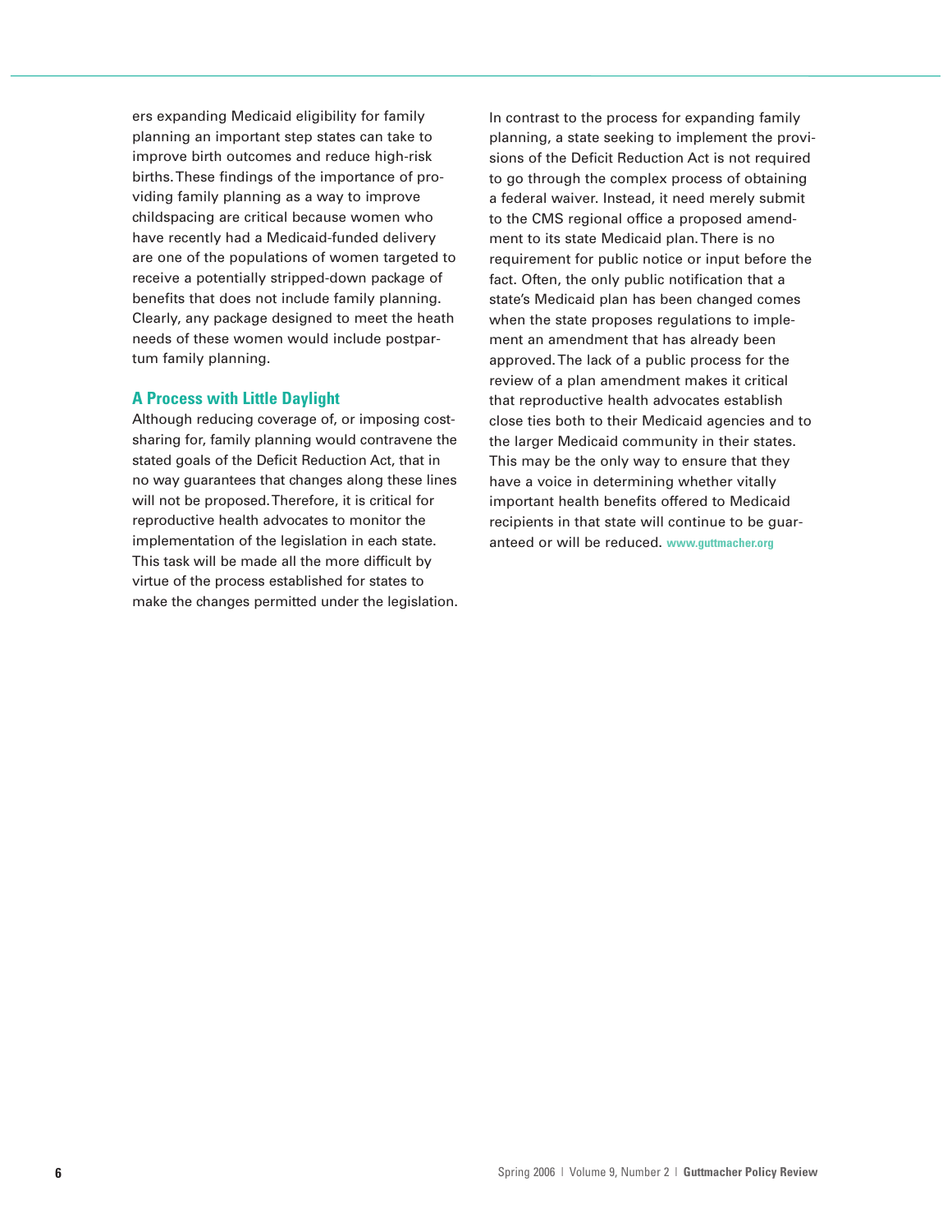ers expanding Medicaid eligibility for family planning an important step states can take to improve birth outcomes and reduce high-risk births. These findings of the importance of providing family planning as a way to improve childspacing are critical because women who have recently had a Medicaid-funded delivery are one of the populations of women targeted to receive a potentially stripped-down package of benefits that does not include family planning. Clearly, any package designed to meet the heath needs of these women would include postpartum family planning.

### A Process with Little Daylight

Although reducing coverage of, or imposing cost-sharing for, family planning would contravene the stated goals of the Deficit Reduction Act, that in no way guarantees that changes along these lines will not be proposed. Therefore, it is critical for reproductive health advocates to monitor the implementation of the legislation in each state. This task will be made all the more difficult by virtue of the process established for states to make the changes permitted under the legislation.

In contrast to the process for expanding family planning, a state seeking to implement the provisions of the Deficit Reduction Act is not required to go through the complex process of obtaining a federal waiver. Instead, it need merely submit to the CMS regional office a proposed amendment to its state Medicaid plan. There is no requirement for public notice or input before the fact. Often, the only public notification that a state's Medicaid plan has been changed comes when the state proposes regulations to implement an amendment that has already been approved. The lack of a public process for the review of a plan amendment makes it critical that reproductive health advocates establish close ties both to their Medicaid agencies and to the larger Medicaid community in their states. This may be the only way to ensure that they have a voice in determining whether vitally important health benefits offered to Medicaid recipients in that state will continue to be guaranteed or will be reduced. www.guttmacher.org